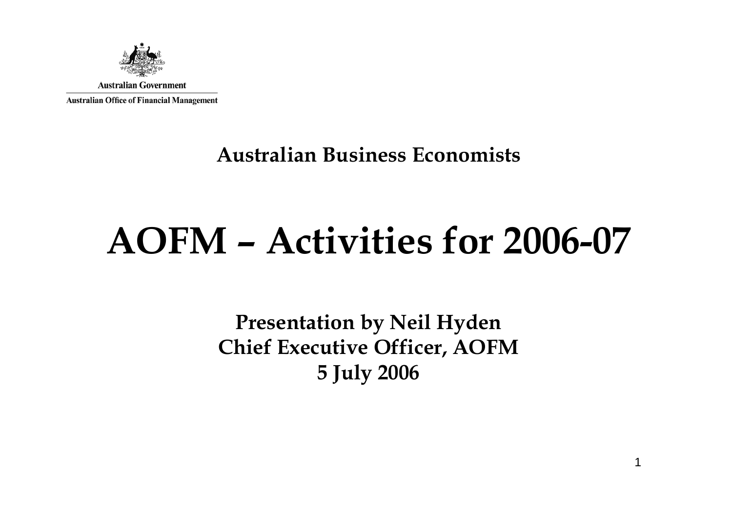Australian Government

Australian Office of Financial Management

**Australian Business Economists**

# AOFM – Activities for 2006-07

**Presentation by Neil Hyden**
**Chief Executive Officer, AOFM**
**5 July 2006**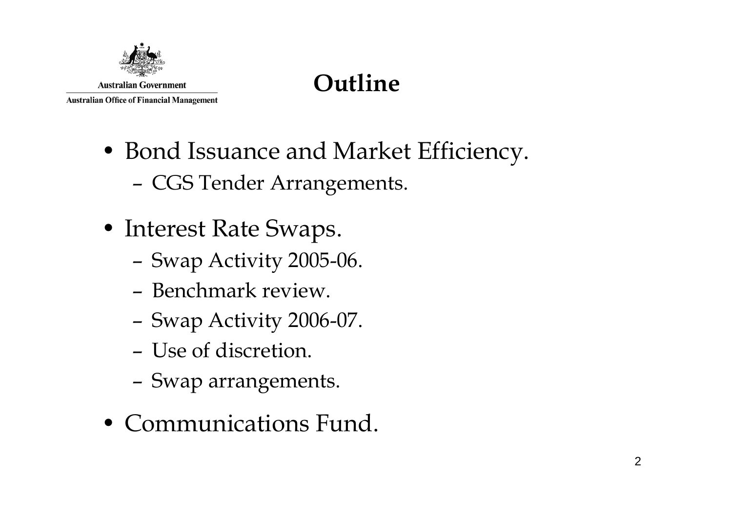# Outline

- Bond Issuance and Market Efficiency.
  - CGS Tender Arrangements.
- Interest Rate Swaps.
  - Swap Activity 2005-06.
  - Benchmark review.
  - Swap Activity 2006-07.
  - Use of discretion.
  - Swap arrangements.
- Communications Fund.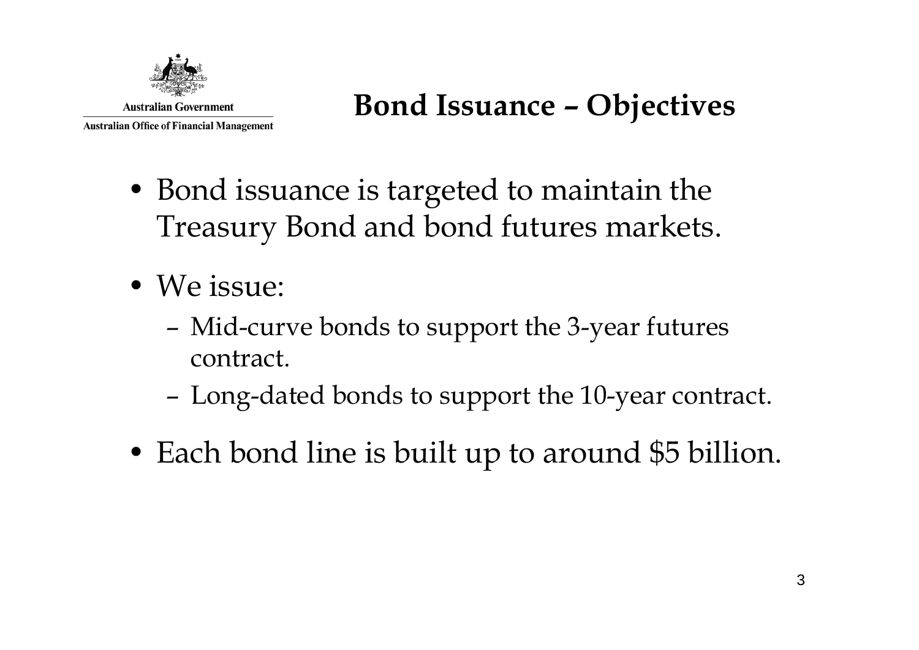# Bond Issuance – Objectives

- Bond issuance is targeted to maintain the Treasury Bond and bond futures markets.
- We issue:
  - Mid-curve bonds to support the 3-year futures contract.
  - Long-dated bonds to support the 10-year contract.
- Each bond line is built up to around $5 billion.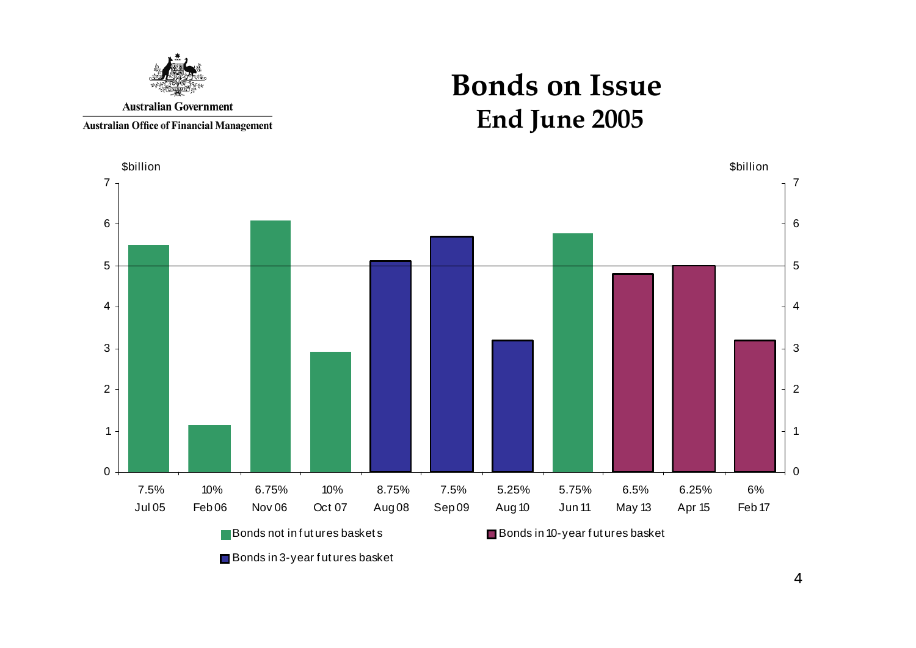Australian Government

Australian Office of Financial Management

# Bonds on Issue
## End June 2005

| Coupon | Maturity | $billion (approx.) | Category |
|---|---|---|---|
| 7.5% | Jul 05 | 5.5 | Bonds not in futures baskets |
| 10% | Feb 06 | 1.15 | Bonds not in futures baskets |
| 6.75% | Nov 06 | 6.1 | Bonds not in futures baskets |
| 10% | Oct 07 | 2.9 | Bonds not in futures baskets |
| 8.75% | Aug 08 | 5.1 | Bonds in 3-year futures basket |
| 7.5% | Sep 09 | 5.7 | Bonds in 3-year futures basket |
| 5.25% | Aug 10 | 3.2 | Bonds in 3-year futures basket |
| 5.75% | Jun 11 | 5.8 | Bonds not in futures baskets |
| 6.5% | May 13 | 4.8 | Bonds in 10-year futures basket |
| 6.25% | Apr 15 | 5.0 | Bonds in 10-year futures basket |
| 6% | Feb 17 | 3.2 | Bonds in 10-year futures basket |

Bonds not in futures baskets | Bonds in 10-year futures basket | Bonds in 3-year futures basket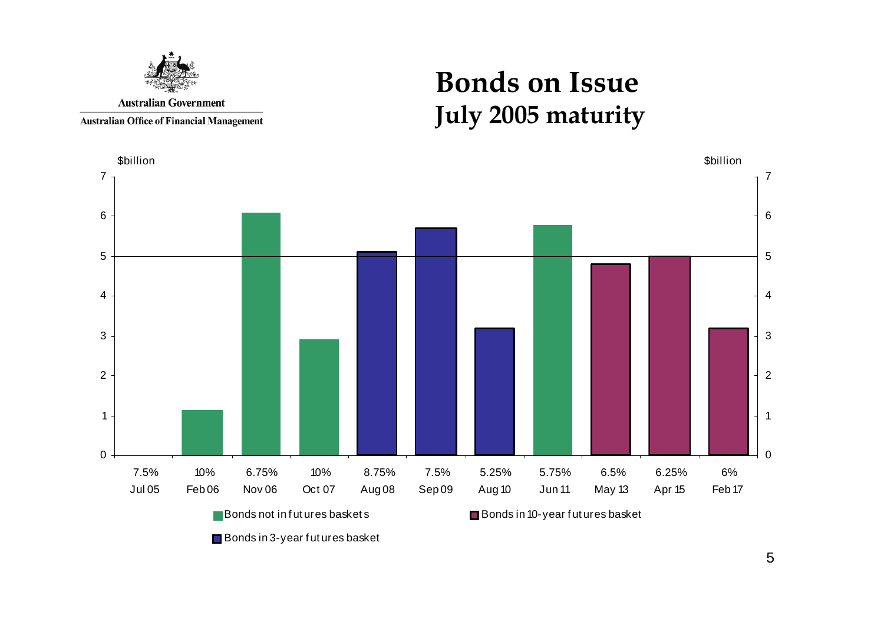Australian Government

Australian Office of Financial Management

# Bonds on Issue
## July 2005 maturity

$billion

| Coupon | Maturity | Category |
|---|---|---|
| 7.5% | Jul 05 | |
| 10% | Feb 06 | Bonds not in futures baskets |
| 6.75% | Nov 06 | Bonds not in futures baskets |
| 10% | Oct 07 | Bonds not in futures baskets |
| 8.75% | Aug 08 | Bonds in 3-year futures basket |
| 7.5% | Sep 09 | Bonds in 3-year futures basket |
| 5.25% | Aug 10 | Bonds in 3-year futures basket |
| 5.75% | Jun 11 | Bonds not in futures baskets |
| 6.5% | May 13 | Bonds in 10-year futures basket |
| 6.25% | Apr 15 | Bonds in 10-year futures basket |
| 6% | Feb 17 | Bonds in 10-year futures basket |

Bonds not in futures baskets

Bonds in 10-year futures basket

Bonds in 3-year futures basket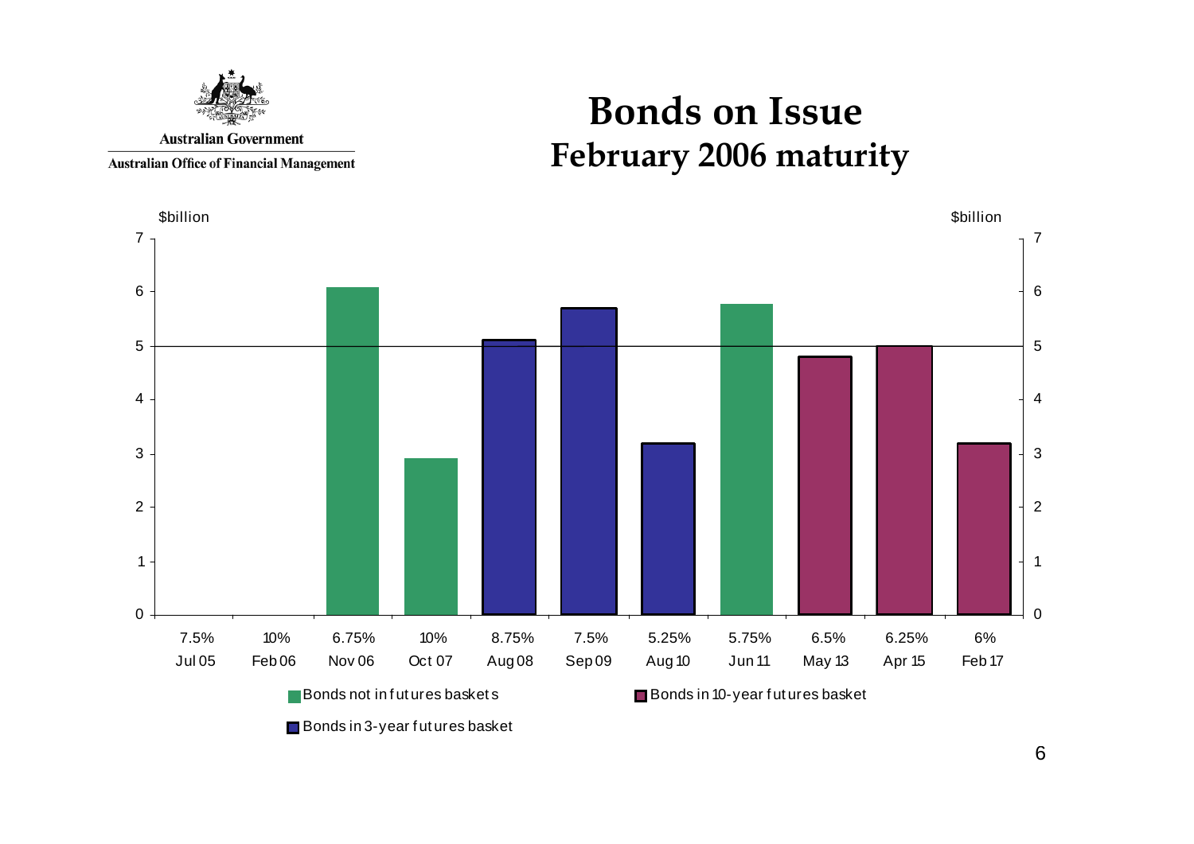Australian Government

Australian Office of Financial Management

# Bonds on Issue
## February 2006 maturity

$billion

| Coupon | Maturity | Amount ($billion) | Category |
|---|---|---|---|
| 7.5% | Jul 05 | 0 | |
| 10% | Feb 06 | 0 | |
| 6.75% | Nov 06 | ~6.1 | Bonds not in futures baskets |
| 10% | Oct 07 | ~2.9 | Bonds not in futures baskets |
| 8.75% | Aug 08 | ~5.1 | Bonds in 3-year futures basket |
| 7.5% | Sep 09 | ~5.7 | Bonds in 3-year futures basket |
| 5.25% | Aug 10 | ~3.2 | Bonds in 3-year futures basket |
| 5.75% | Jun 11 | ~5.8 | Bonds not in futures baskets |
| 6.5% | May 13 | ~4.8 | Bonds in 10-year futures basket |
| 6.25% | Apr 15 | ~5.0 | Bonds in 10-year futures basket |
| 6% | Feb 17 | ~3.2 | Bonds in 10-year futures basket |

Bonds not in futures baskets

Bonds in 10-year futures basket

Bonds in 3-year futures basket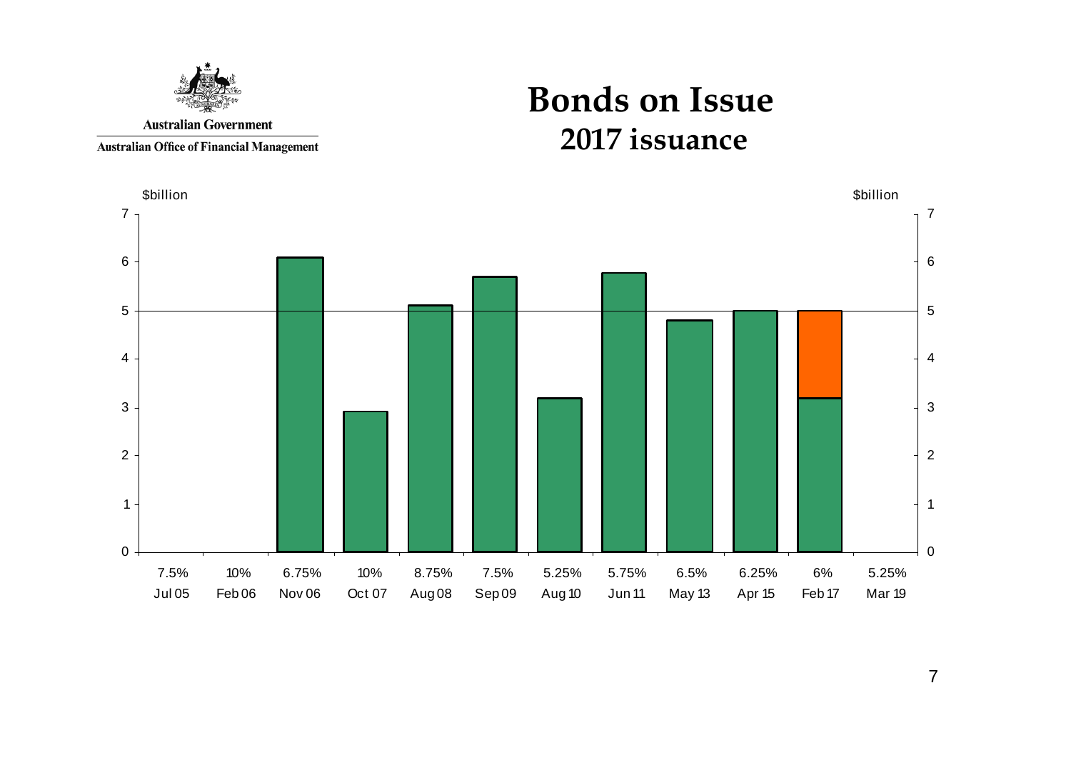Australian Government

Australian Office of Financial Management

# Bonds on Issue

## 2017 issuance

$billion

| Coupon | Maturity | $billion |
|---|---|---|
| 7.5% | Jul 05 | |
| 10% | Feb 06 | |
| 6.75% | Nov 06 | 6.1 |
| 10% | Oct 07 | 2.9 |
| 8.75% | Aug 08 | 5.1 |
| 7.5% | Sep 09 | 5.7 |
| 5.25% | Aug 10 | 3.2 |
| 5.75% | Jun 11 | 5.8 |
| 6.5% | May 13 | 4.8 |
| 6.25% | Apr 15 | 5.0 |
| 6% | Feb 17 | 3.2 (+1.8 = 5.0) |
| 5.25% | Mar 19 | |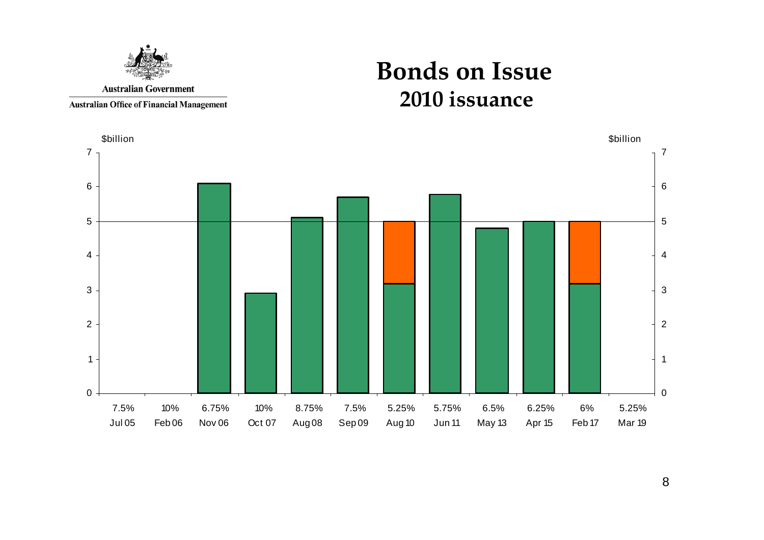Australian Government

Australian Office of Financial Management

# Bonds on Issue

## 2010 issuance

$billion

| Coupon | Maturity |
|---|---|
| 7.5% | Jul 05 |
| 10% | Feb 06 |
| 6.75% | Nov 06 |
| 10% | Oct 07 |
| 8.75% | Aug 08 |
| 7.5% | Sep 09 |
| 5.25% | Aug 10 |
| 5.75% | Jun 11 |
| 6.5% | May 13 |
| 6.25% | Apr 15 |
| 6% | Feb 17 |
| 5.25% | Mar 19 |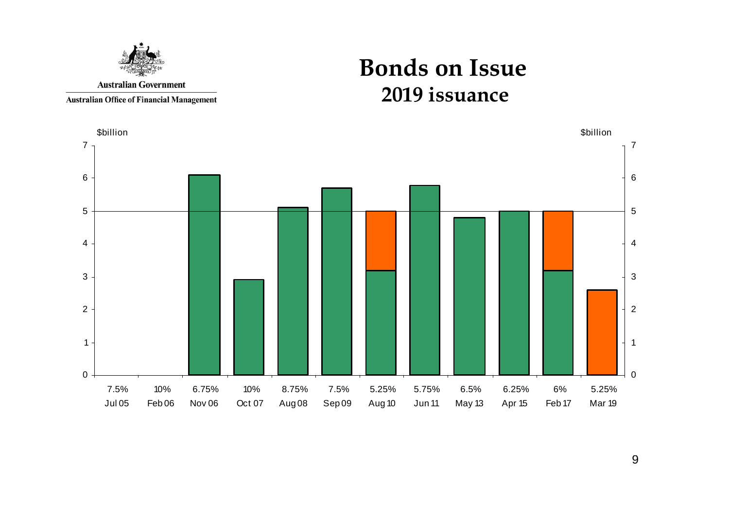Australian Government

Australian Office of Financial Management

# Bonds on Issue

## 2019 issuance

$billion

| Coupon | Maturity |
|---|---|
| 7.5% | Jul 05 |
| 10% | Feb 06 |
| 6.75% | Nov 06 |
| 10% | Oct 07 |
| 8.75% | Aug 08 |
| 7.5% | Sep 09 |
| 5.25% | Aug 10 |
| 5.75% | Jun 11 |
| 6.5% | May 13 |
| 6.25% | Apr 15 |
| 6% | Feb 17 |
| 5.25% | Mar 19 |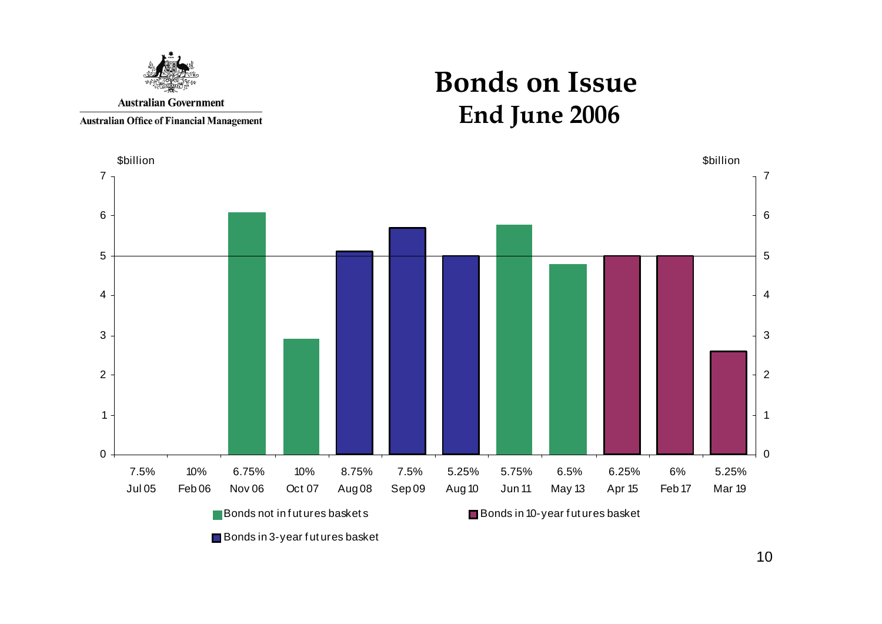Australian Government

Australian Office of Financial Management

# Bonds on Issue
## End June 2006

| Coupon | Maturity | \$billion | Category |
|---|---|---|---|
| 7.5% | Jul 05 | 0 | |
| 10% | Feb 06 | 0 | |
| 6.75% | Nov 06 | 6.1 | Bonds not in futures baskets |
| 10% | Oct 07 | 2.9 | Bonds not in futures baskets |
| 8.75% | Aug 08 | 5.1 | Bonds in 3-year futures basket |
| 7.5% | Sep 09 | 5.7 | Bonds in 3-year futures basket |
| 5.25% | Aug 10 | 5.0 | Bonds in 3-year futures basket |
| 5.75% | Jun 11 | 5.8 | Bonds not in futures baskets |
| 6.5% | May 13 | 4.8 | Bonds not in futures baskets |
| 6.25% | Apr 15 | 5.0 | Bonds in 10-year futures basket |
| 6% | Feb 17 | 5.0 | Bonds in 10-year futures basket |
| 5.25% | Mar 19 | 2.6 | Bonds in 10-year futures basket |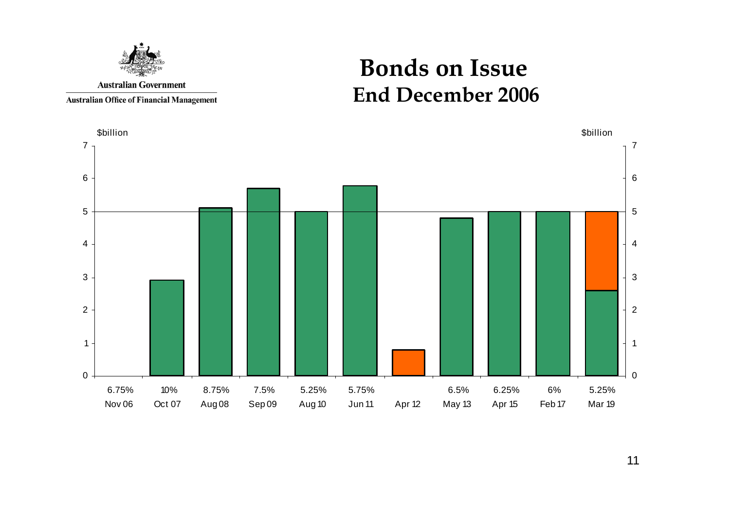Australian Government

Australian Office of Financial Management

# Bonds on Issue
## End December 2006

| Coupon | Maturity | $billion (approx.) |
|---|---|---|
| 6.75% | Nov 06 | 0 |
| 10% | Oct 07 | 2.9 |
| 8.75% | Aug 08 | 5.1 |
| 7.5% | Sep 09 | 5.7 |
| 5.25% | Aug 10 | 5.0 |
| 5.75% | Jun 11 | 5.8 |
| | Apr 12 | 0.8 |
| 6.5% | May 13 | 4.8 |
| 6.25% | Apr 15 | 5.0 |
| 6% | Feb 17 | 5.0 |
| 5.25% | Mar 19 | 5.0 (2.6 + 2.4) |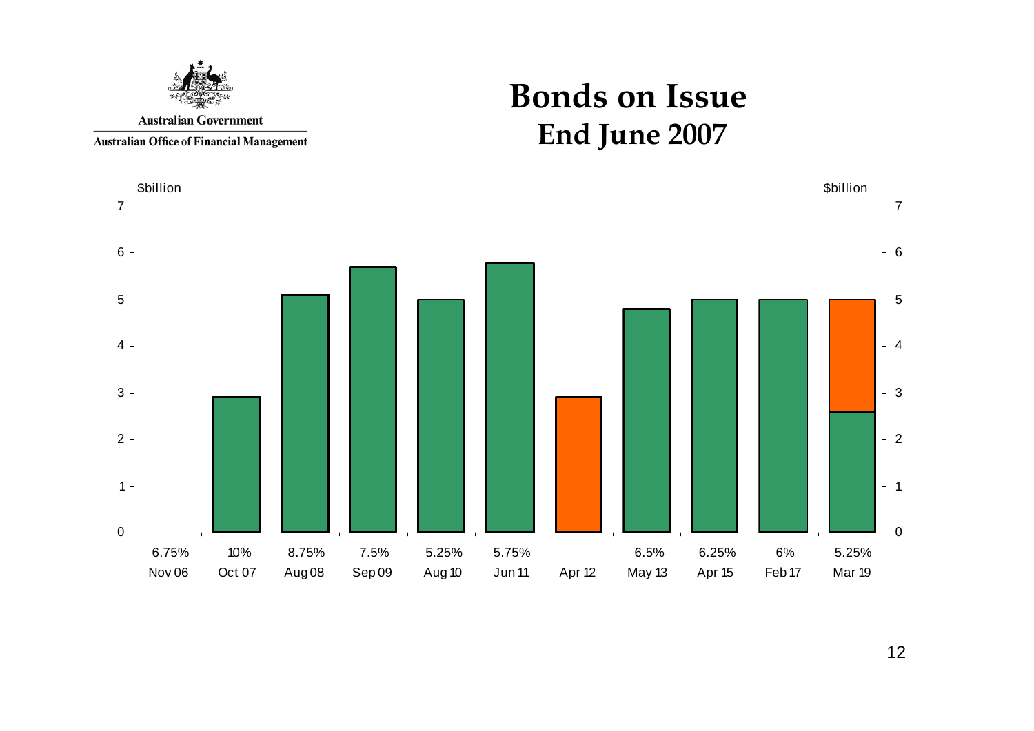Australian Government

Australian Office of Financial Management

# Bonds on Issue
## End June 2007

$billion

| Coupon | Maturity |
|---|---|
| 6.75% | Nov 06 |
| 10% | Oct 07 |
| 8.75% | Aug 08 |
| 7.5% | Sep 09 |
| 5.25% | Aug 10 |
| 5.75% | Jun 11 |
| | Apr 12 |
| 6.5% | May 13 |
| 6.25% | Apr 15 |
| 6% | Feb 17 |
| 5.25% | Mar 19 |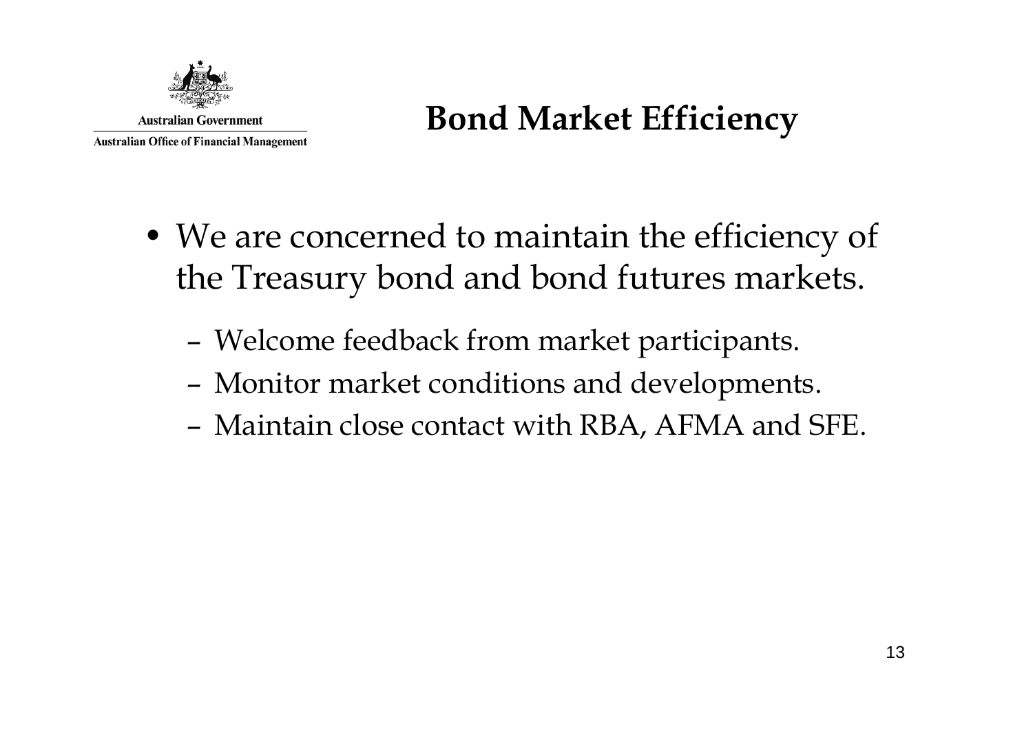# Bond Market Efficiency

- We are concerned to maintain the efficiency of the Treasury bond and bond futures markets.
  - Welcome feedback from market participants.
  - Monitor market conditions and developments.
  - Maintain close contact with RBA, AFMA and SFE.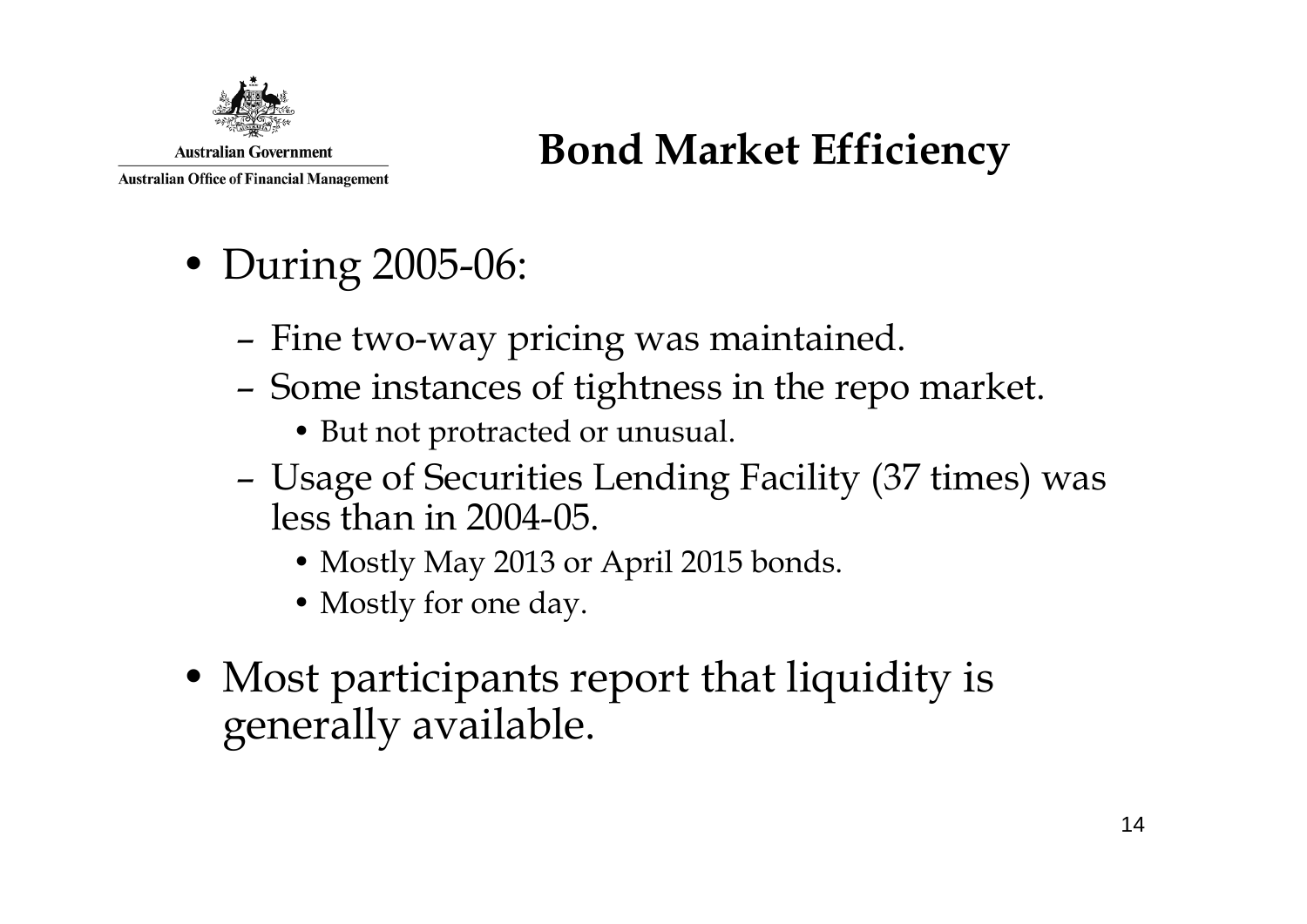# Bond Market Efficiency

- During 2005-06:
  - Fine two-way pricing was maintained.
  - Some instances of tightness in the repo market.
    - But not protracted or unusual.
  - Usage of Securities Lending Facility (37 times) was less than in 2004-05.
    - Mostly May 2013 or April 2015 bonds.
    - Mostly for one day.
- Most participants report that liquidity is generally available.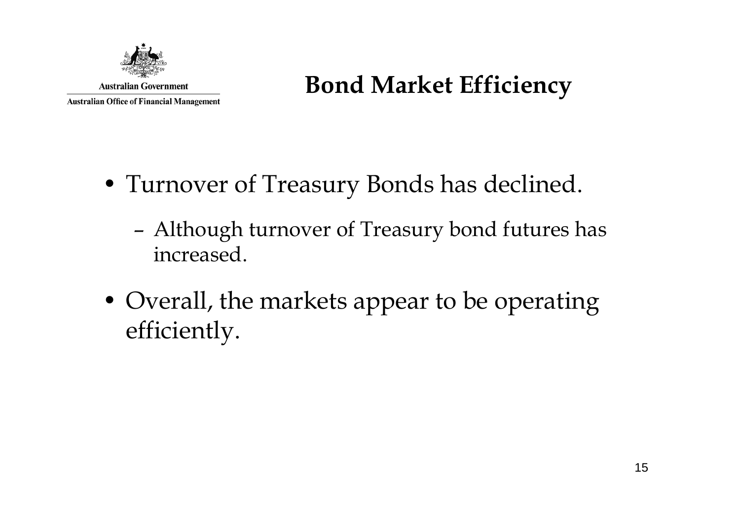# Bond Market Efficiency

- Turnover of Treasury Bonds has declined.
  - Although turnover of Treasury bond futures has increased.
- Overall, the markets appear to be operating efficiently.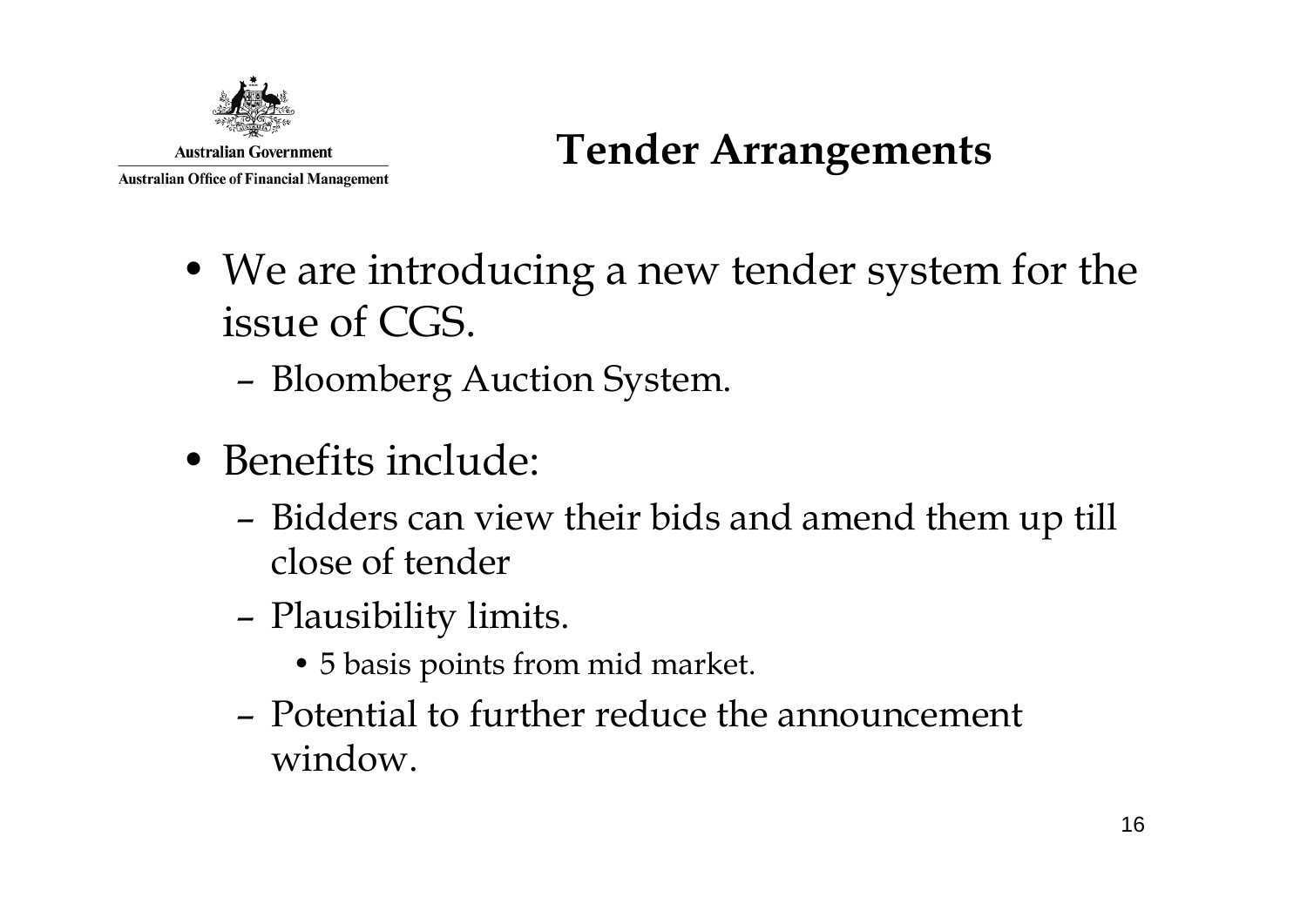# Tender Arrangements

- We are introducing a new tender system for the issue of CGS.
  - Bloomberg Auction System.
- Benefits include:
  - Bidders can view their bids and amend them up till close of tender
  - Plausibility limits.
    - 5 basis points from mid market.
  - Potential to further reduce the announcement window.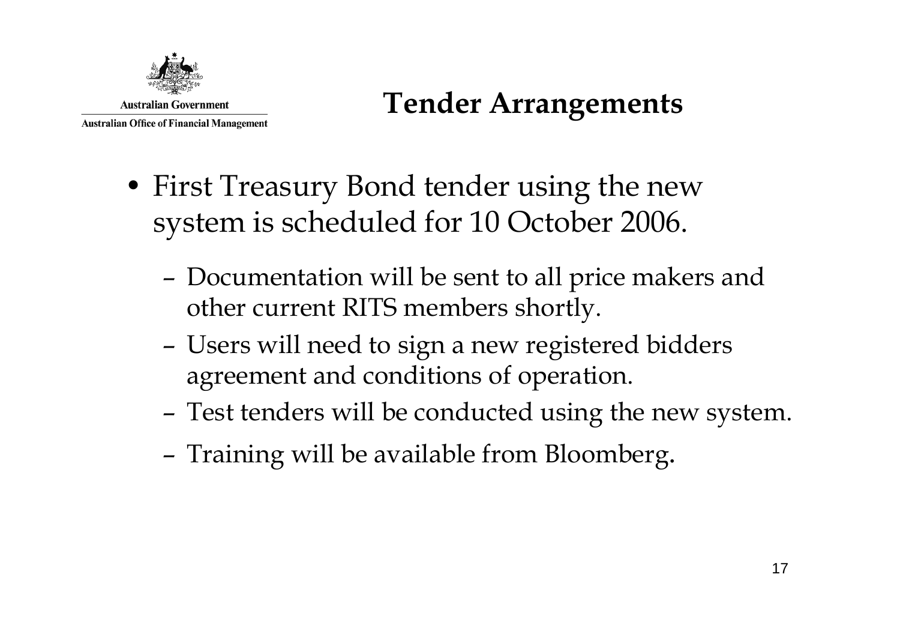# Tender Arrangements

- First Treasury Bond tender using the new system is scheduled for 10 October 2006.
  - Documentation will be sent to all price makers and other current RITS members shortly.
  - Users will need to sign a new registered bidders agreement and conditions of operation.
  - Test tenders will be conducted using the new system.
  - Training will be available from Bloomberg.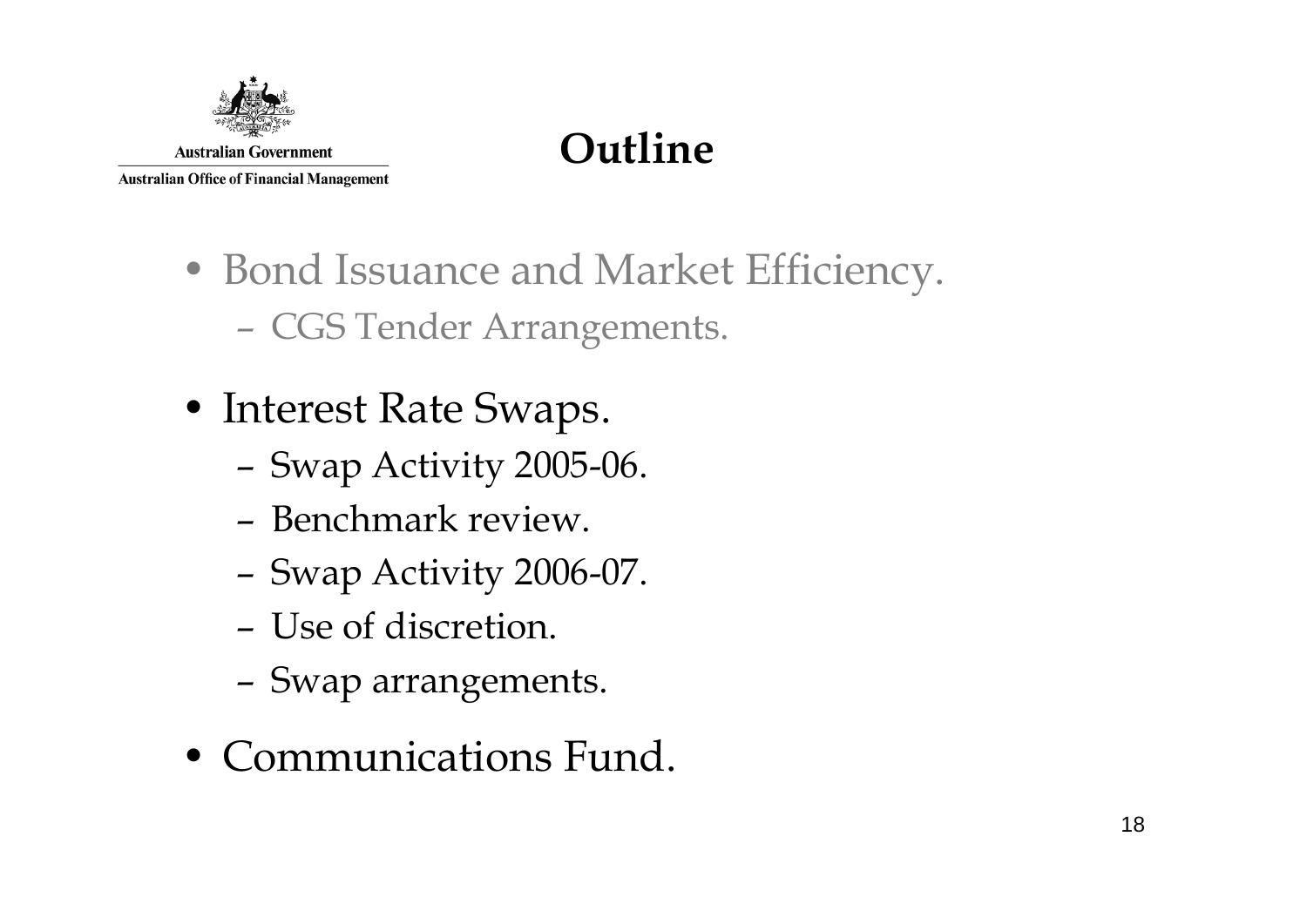# Outline

- Bond Issuance and Market Efficiency.
  - CGS Tender Arrangements.
- Interest Rate Swaps.
  - Swap Activity 2005-06.
  - Benchmark review.
  - Swap Activity 2006-07.
  - Use of discretion.
  - Swap arrangements.
- Communications Fund.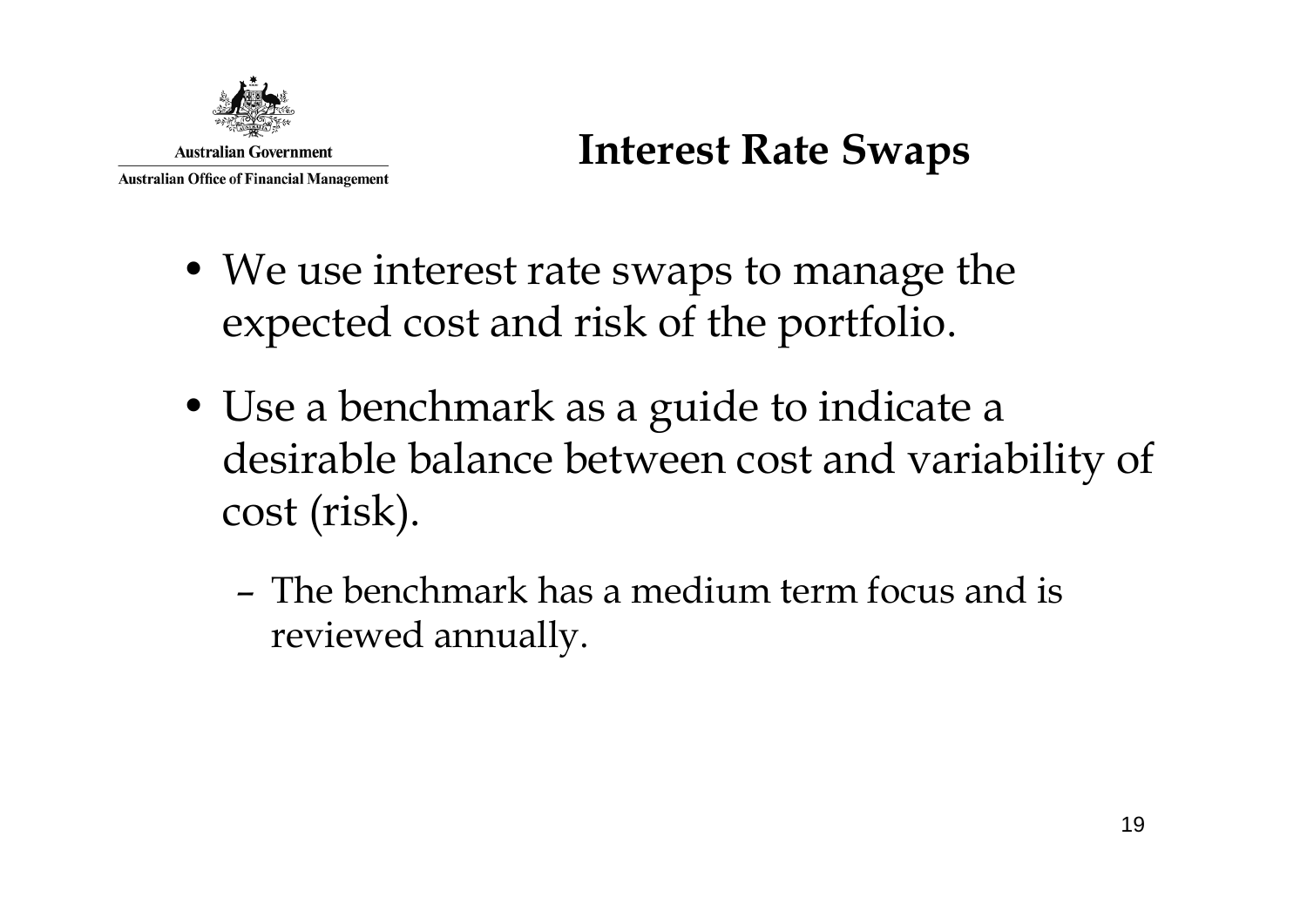# Interest Rate Swaps

- We use interest rate swaps to manage the expected cost and risk of the portfolio.
- Use a benchmark as a guide to indicate a desirable balance between cost and variability of cost (risk).
  - The benchmark has a medium term focus and is reviewed annually.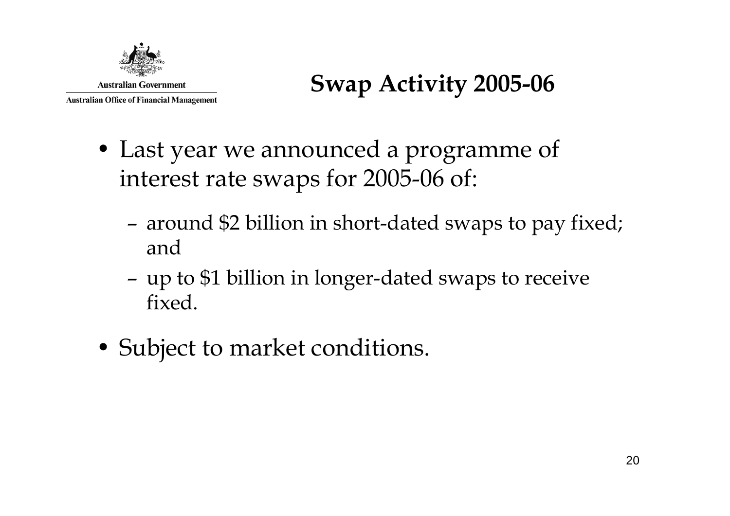# Swap Activity 2005-06

- Last year we announced a programme of interest rate swaps for 2005-06 of:
  - around $2 billion in short-dated swaps to pay fixed; and
  - up to $1 billion in longer-dated swaps to receive fixed.
- Subject to market conditions.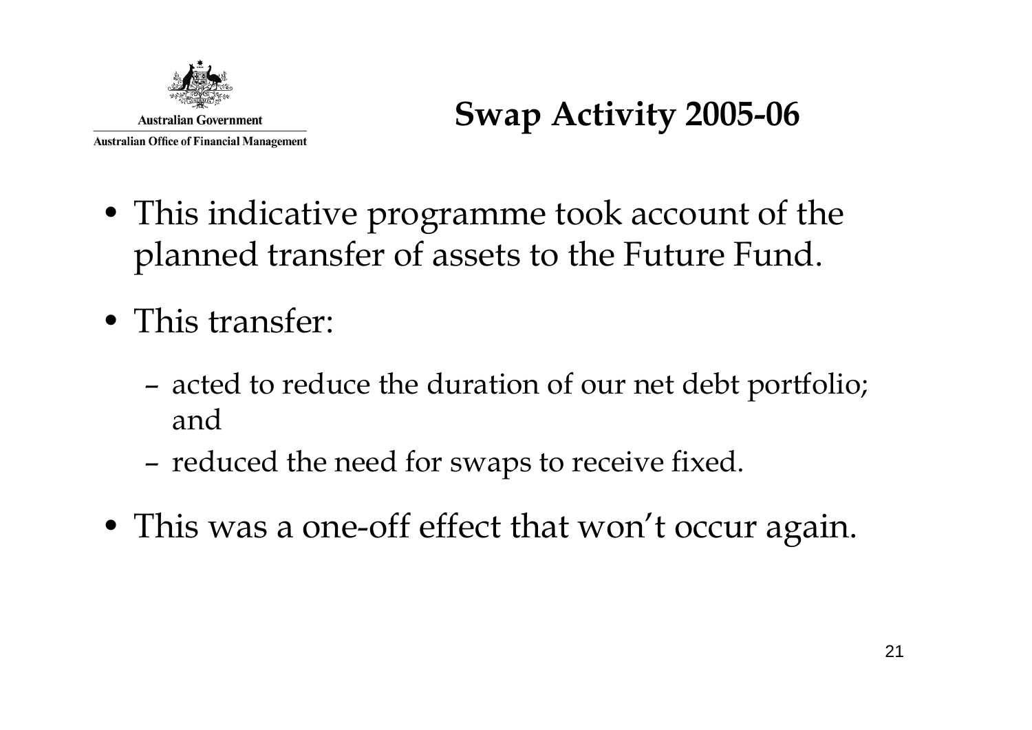# Swap Activity 2005-06

- This indicative programme took account of the planned transfer of assets to the Future Fund.
- This transfer:
  - acted to reduce the duration of our net debt portfolio; and
  - reduced the need for swaps to receive fixed.
- This was a one-off effect that won't occur again.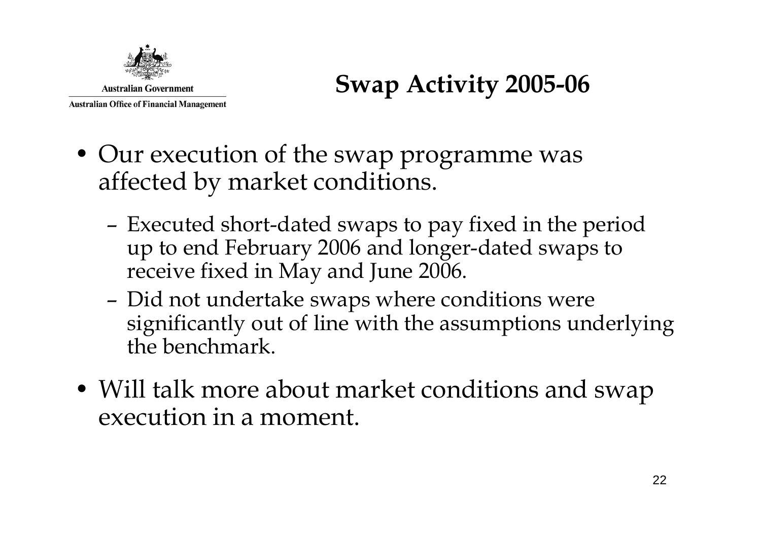# Swap Activity 2005-06

- Our execution of the swap programme was affected by market conditions.
  - Executed short-dated swaps to pay fixed in the period up to end February 2006 and longer-dated swaps to receive fixed in May and June 2006.
  - Did not undertake swaps where conditions were significantly out of line with the assumptions underlying the benchmark.
- Will talk more about market conditions and swap execution in a moment.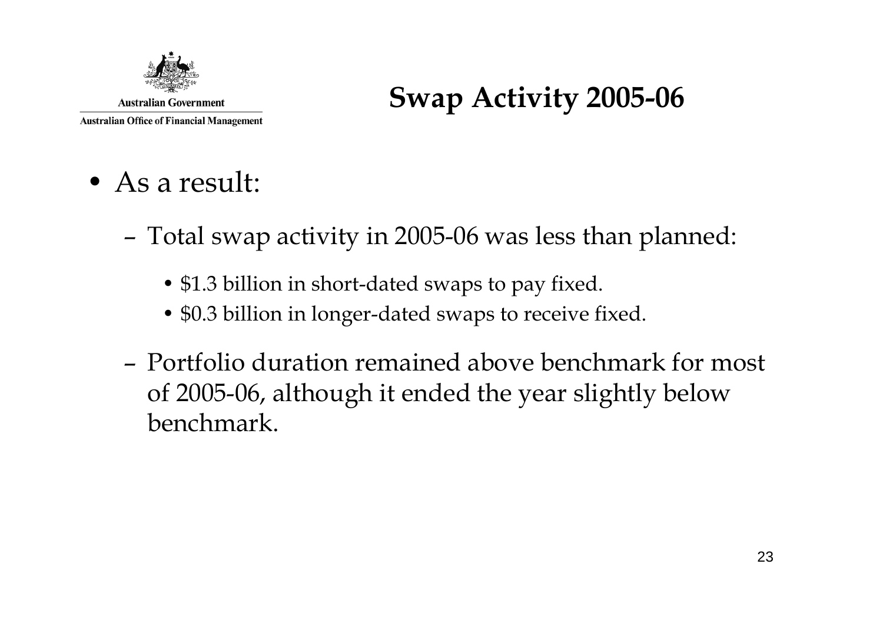# Swap Activity 2005-06

- As a result:
  - Total swap activity in 2005-06 was less than planned:
    - $1.3 billion in short-dated swaps to pay fixed.
    - $0.3 billion in longer-dated swaps to receive fixed.
  - Portfolio duration remained above benchmark for most of 2005-06, although it ended the year slightly below benchmark.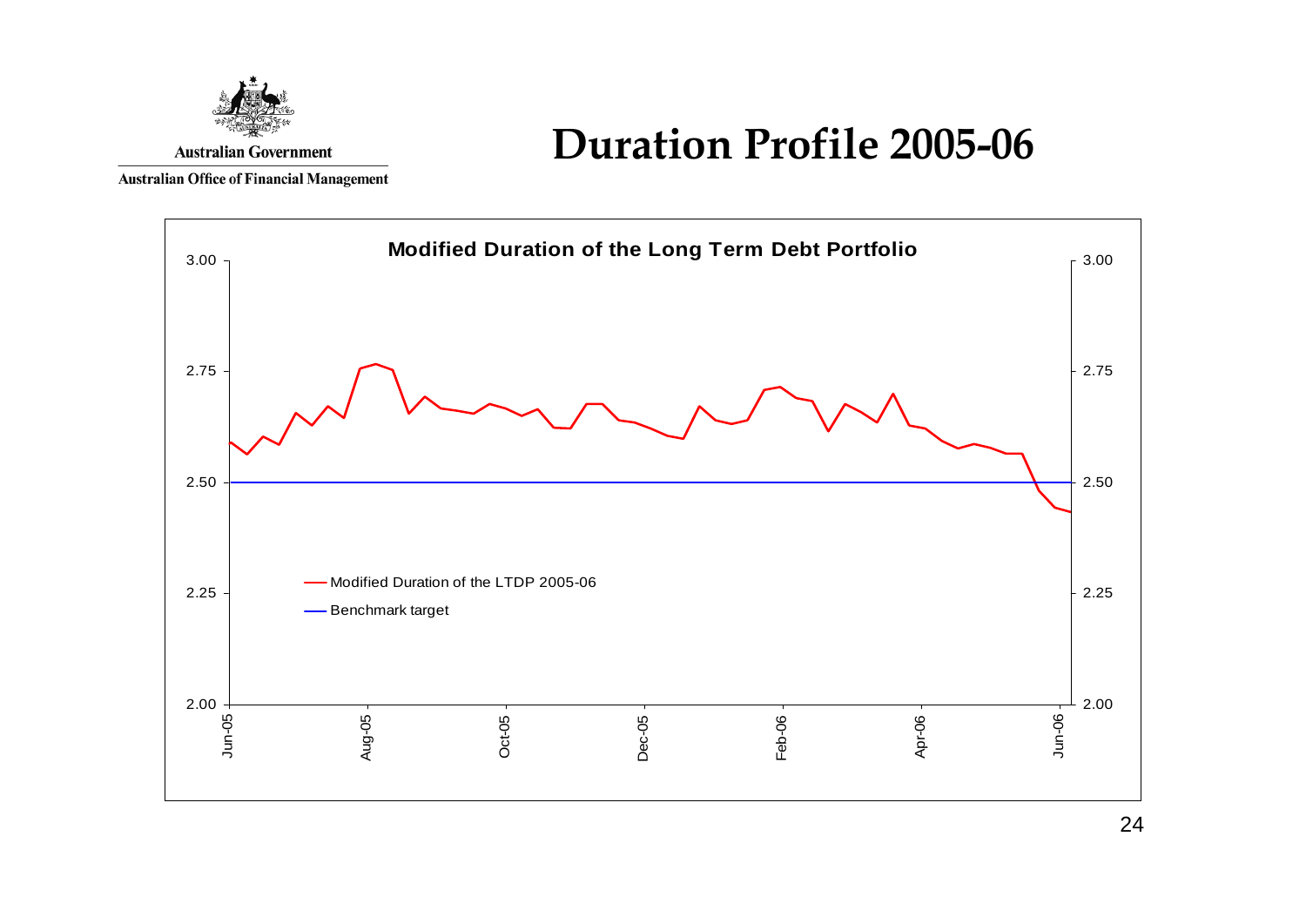Australian Government

Australian Office of Financial Management

# Duration Profile 2005-06

**Modified Duration of the Long Term Debt Portfolio**

- Modified Duration of the LTDP 2005-06
- Benchmark target

Y-axis: 2.00, 2.25, 2.50, 2.75, 3.00

X-axis: Jun-05, Aug-05, Oct-05, Dec-05, Feb-06, Apr-06, Jun-06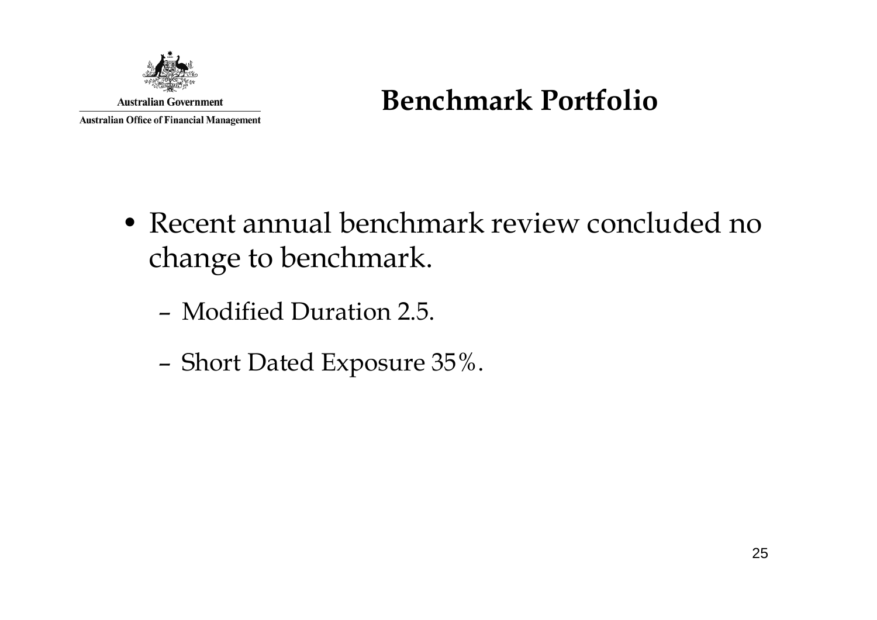# Benchmark Portfolio

- Recent annual benchmark review concluded no change to benchmark.
  - Modified Duration 2.5.
  - Short Dated Exposure 35%.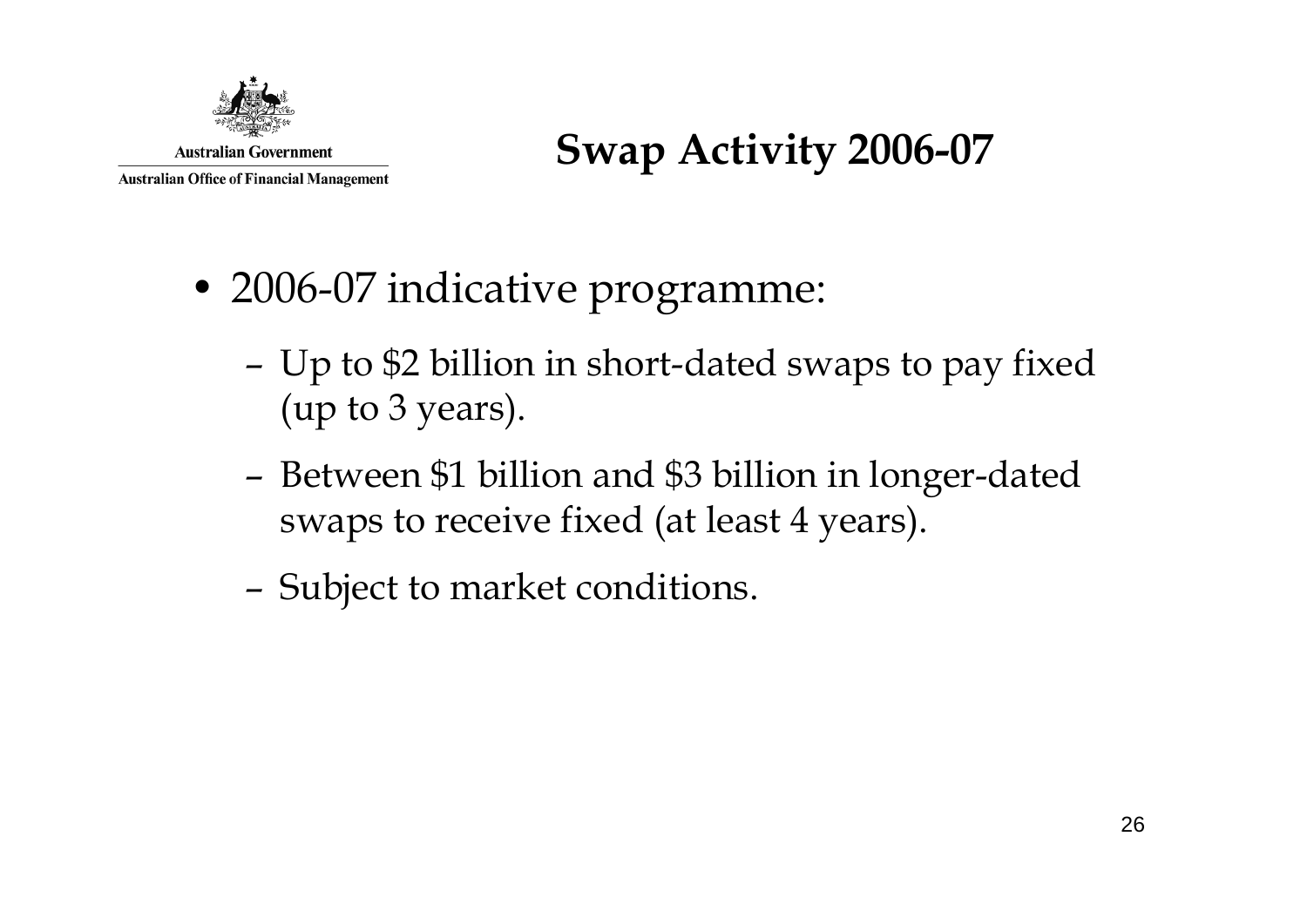# Swap Activity 2006-07

- 2006-07 indicative programme:
  - Up to $2 billion in short-dated swaps to pay fixed (up to 3 years).
  - Between $1 billion and $3 billion in longer-dated swaps to receive fixed (at least 4 years).
  - Subject to market conditions.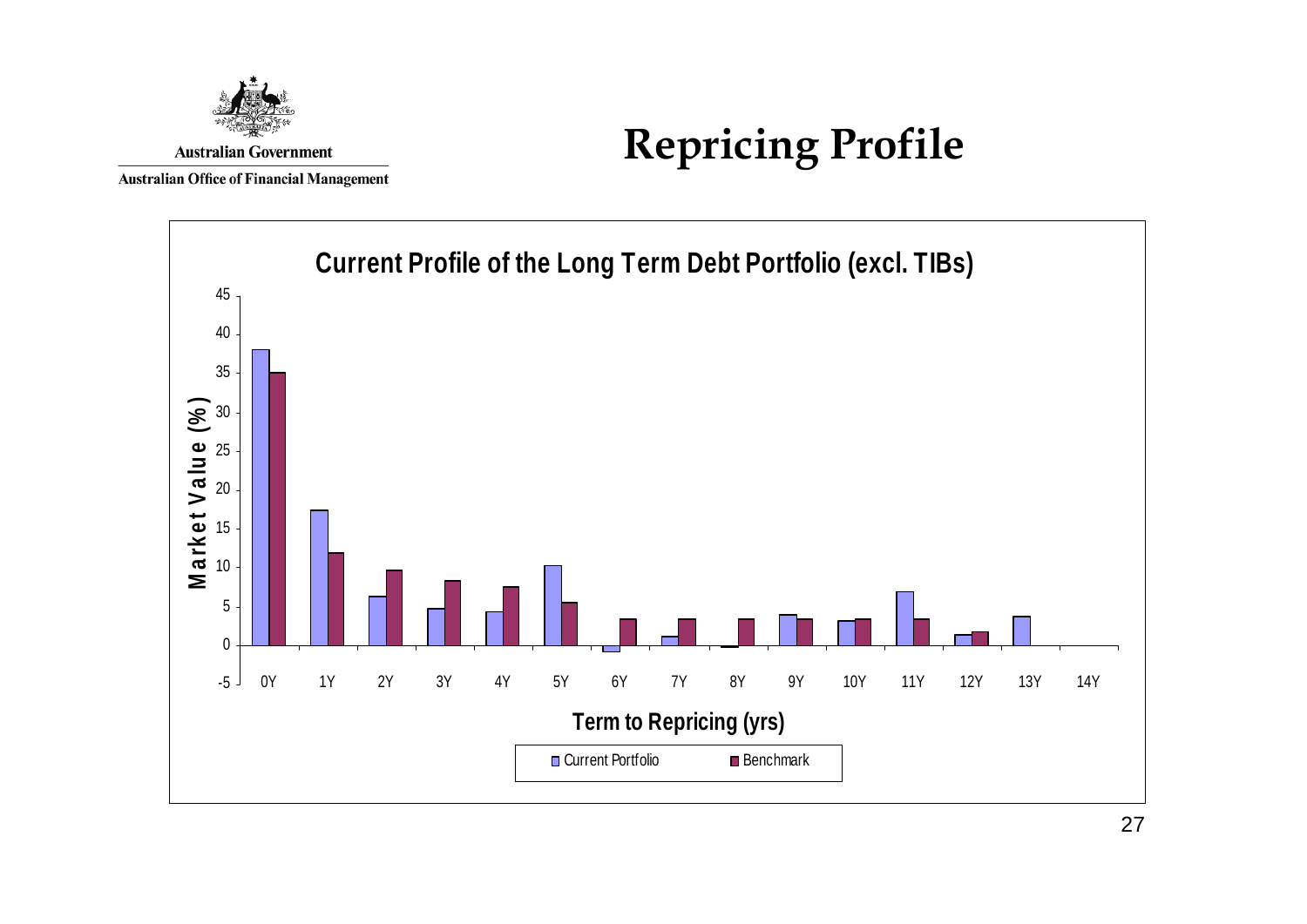Australian Government

Australian Office of Financial Management

# Repricing Profile

**Current Profile of the Long Term Debt Portfolio (excl. TIBs)**

Market Value (%)

Term to Repricing (yrs)

Current Portfolio | Benchmark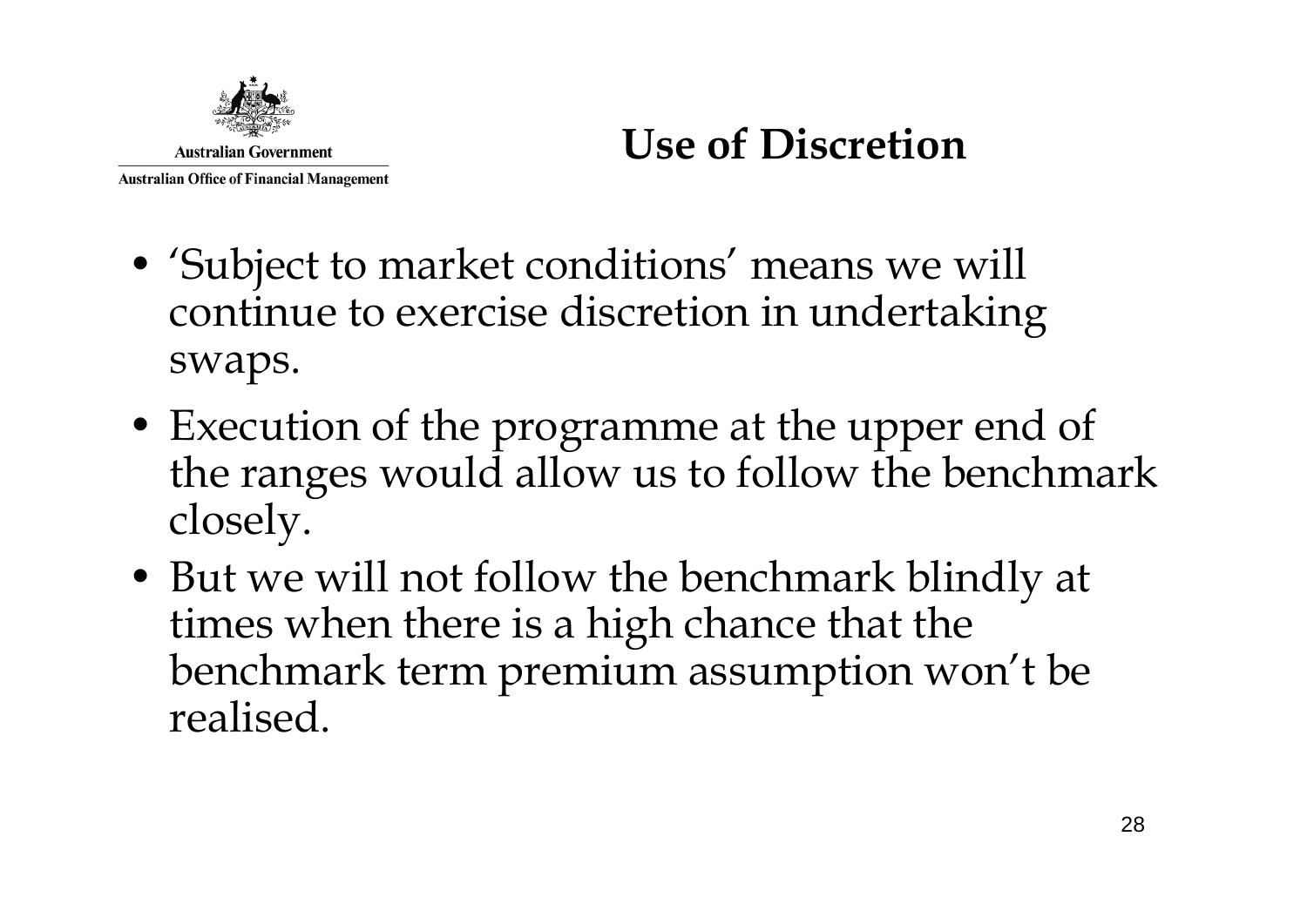# Use of Discretion

- 'Subject to market conditions' means we will continue to exercise discretion in undertaking swaps.
- Execution of the programme at the upper end of the ranges would allow us to follow the benchmark closely.
- But we will not follow the benchmark blindly at times when there is a high chance that the benchmark term premium assumption won't be realised.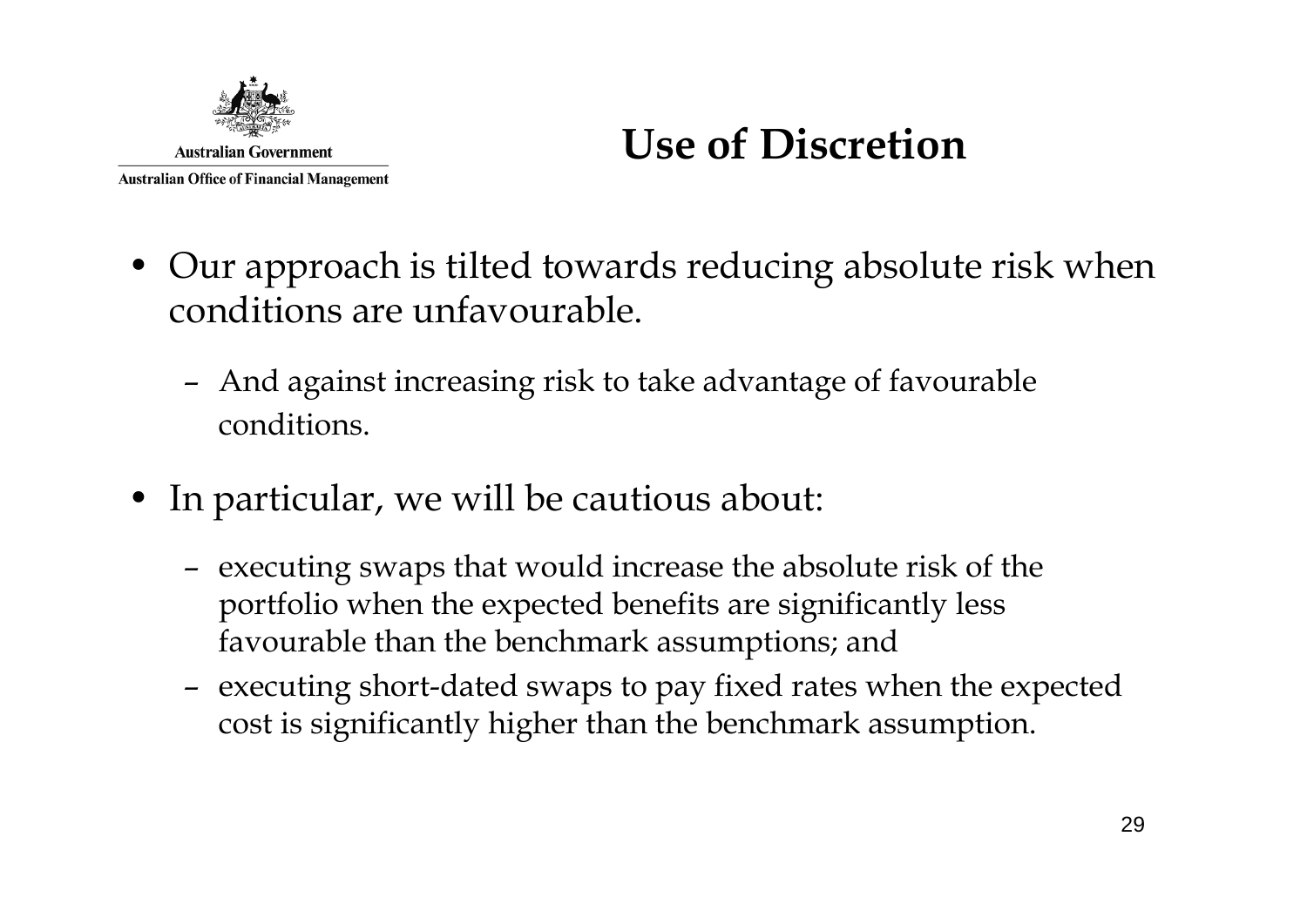# Use of Discretion

- Our approach is tilted towards reducing absolute risk when conditions are unfavourable.
  - And against increasing risk to take advantage of favourable conditions.
- In particular, we will be cautious about:
  - executing swaps that would increase the absolute risk of the portfolio when the expected benefits are significantly less favourable than the benchmark assumptions; and
  - executing short-dated swaps to pay fixed rates when the expected cost is significantly higher than the benchmark assumption.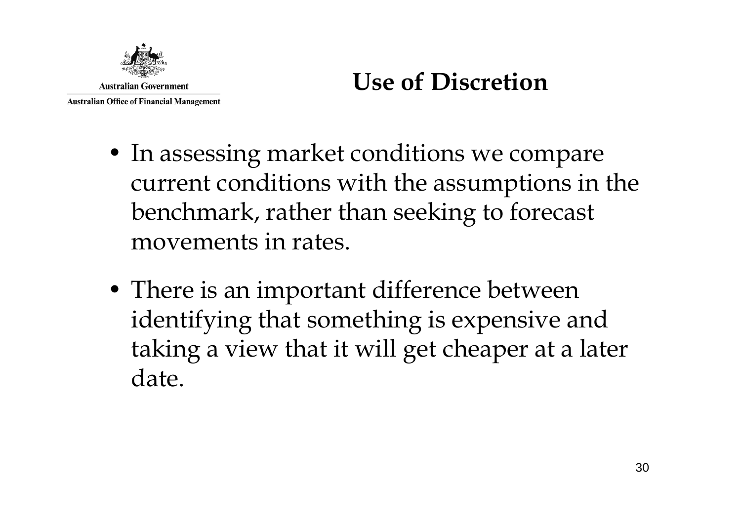Australian Government

Australian Office of Financial Management

# Use of Discretion

- In assessing market conditions we compare current conditions with the assumptions in the benchmark, rather than seeking to forecast movements in rates.
- There is an important difference between identifying that something is expensive and taking a view that it will get cheaper at a later date.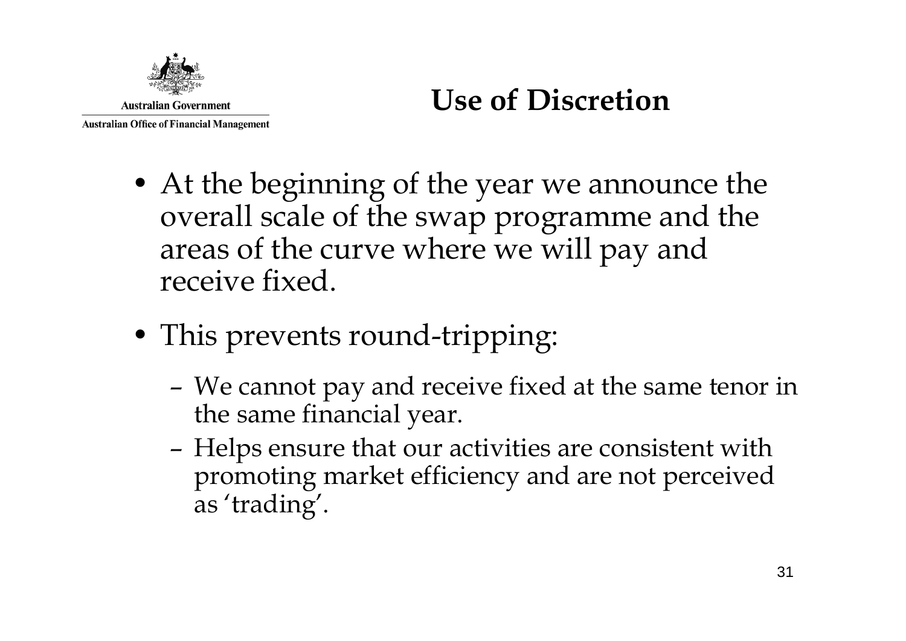# Use of Discretion

- At the beginning of the year we announce the overall scale of the swap programme and the areas of the curve where we will pay and receive fixed.
- This prevents round-tripping:
  - We cannot pay and receive fixed at the same tenor in the same financial year.
  - Helps ensure that our activities are consistent with promoting market efficiency and are not perceived as 'trading'.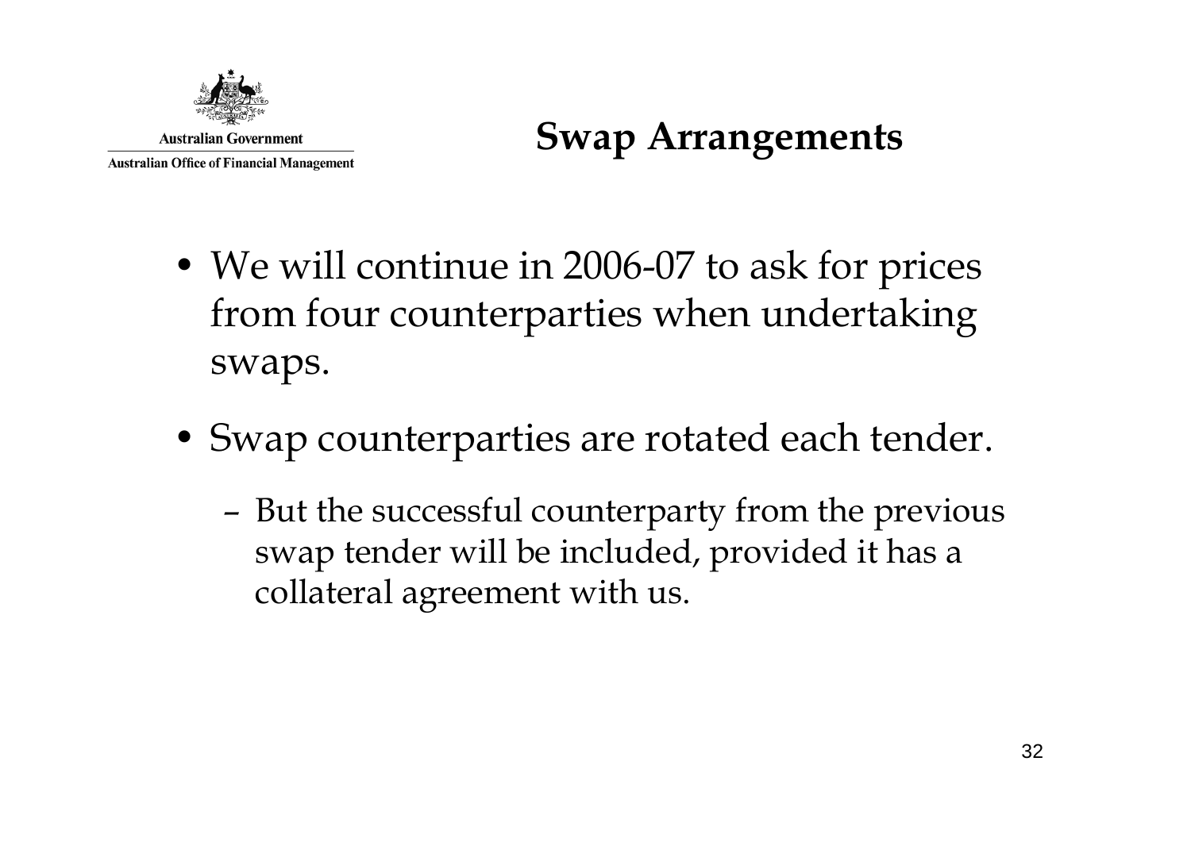# Swap Arrangements

- We will continue in 2006-07 to ask for prices from four counterparties when undertaking swaps.
- Swap counterparties are rotated each tender.
  - But the successful counterparty from the previous swap tender will be included, provided it has a collateral agreement with us.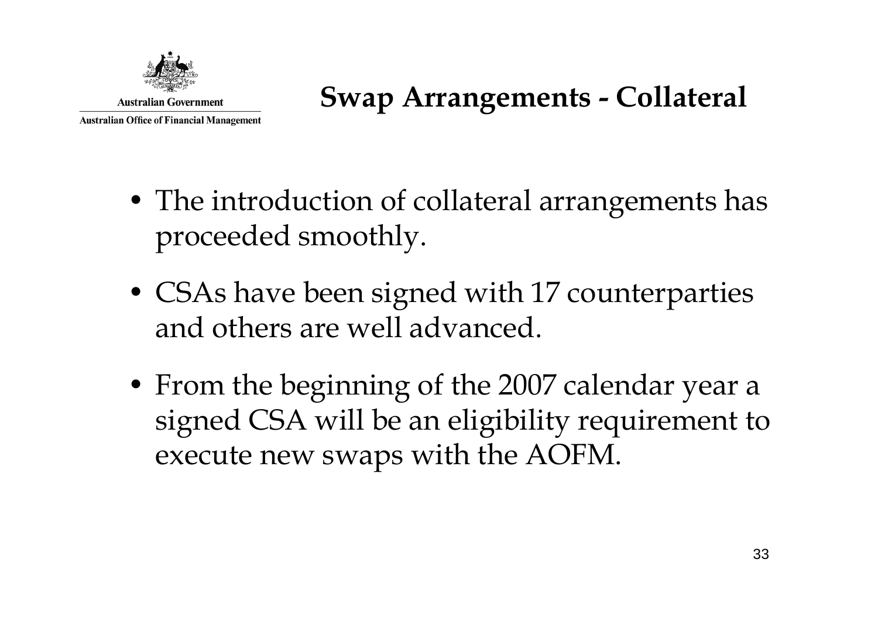## Swap Arrangements - Collateral

- The introduction of collateral arrangements has proceeded smoothly.
- CSAs have been signed with 17 counterparties and others are well advanced.
- From the beginning of the 2007 calendar year a signed CSA will be an eligibility requirement to execute new swaps with the AOFM.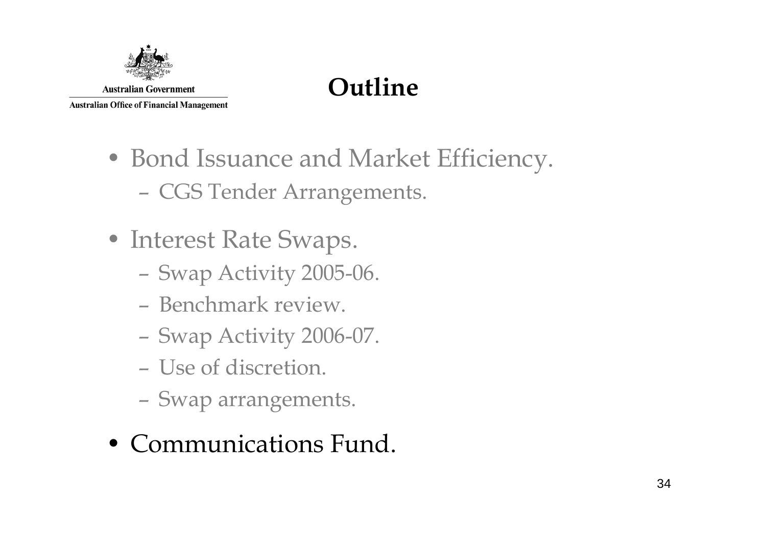Australian Government

Australian Office of Financial Management

# Outline

- Bond Issuance and Market Efficiency.
  - CGS Tender Arrangements.
- Interest Rate Swaps.
  - Swap Activity 2005-06.
  - Benchmark review.
  - Swap Activity 2006-07.
  - Use of discretion.
  - Swap arrangements.
- Communications Fund.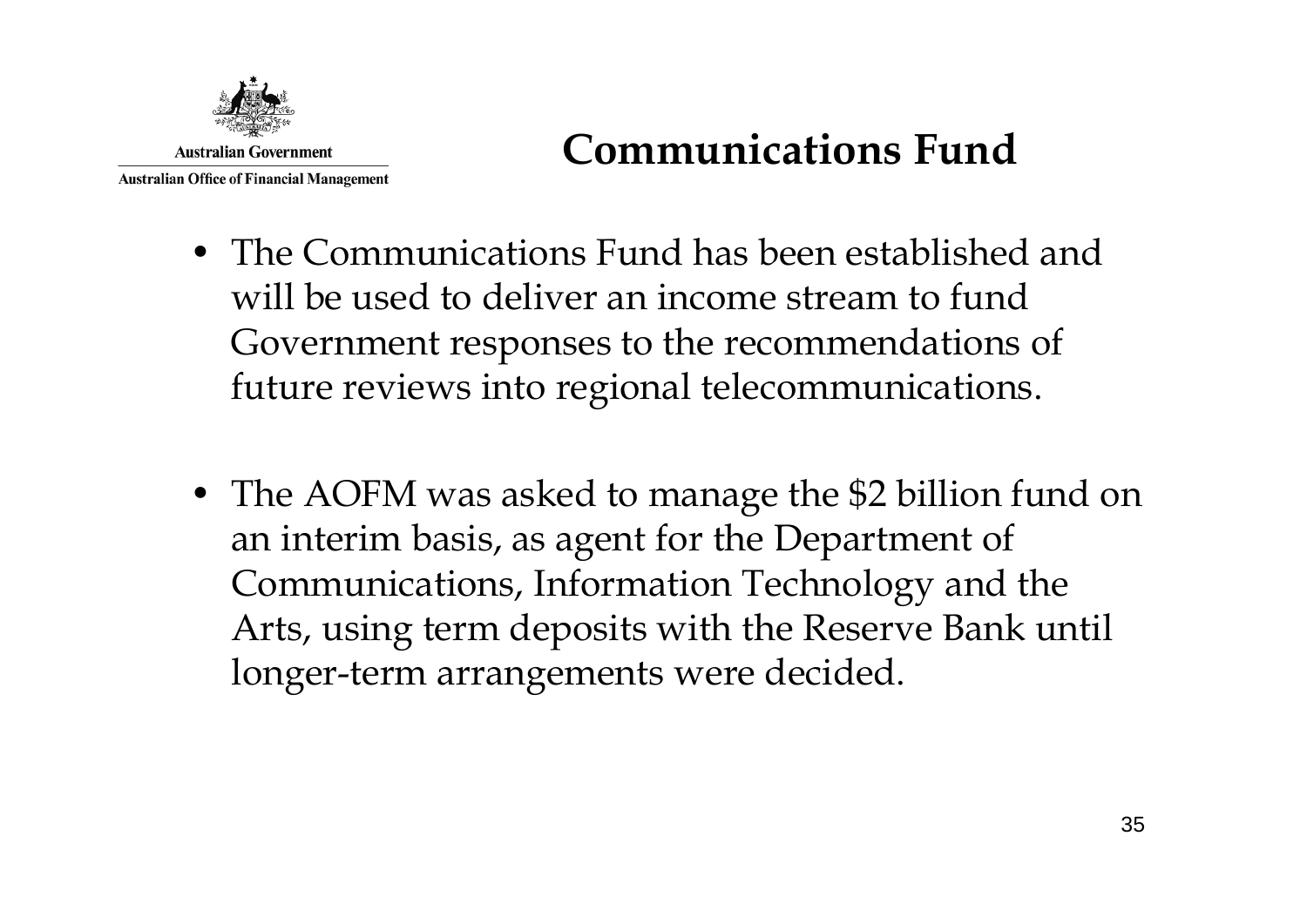# Communications Fund

- The Communications Fund has been established and will be used to deliver an income stream to fund Government responses to the recommendations of future reviews into regional telecommunications.

- The AOFM was asked to manage the $2 billion fund on an interim basis, as agent for the Department of Communications, Information Technology and the Arts, using term deposits with the Reserve Bank until longer-term arrangements were decided.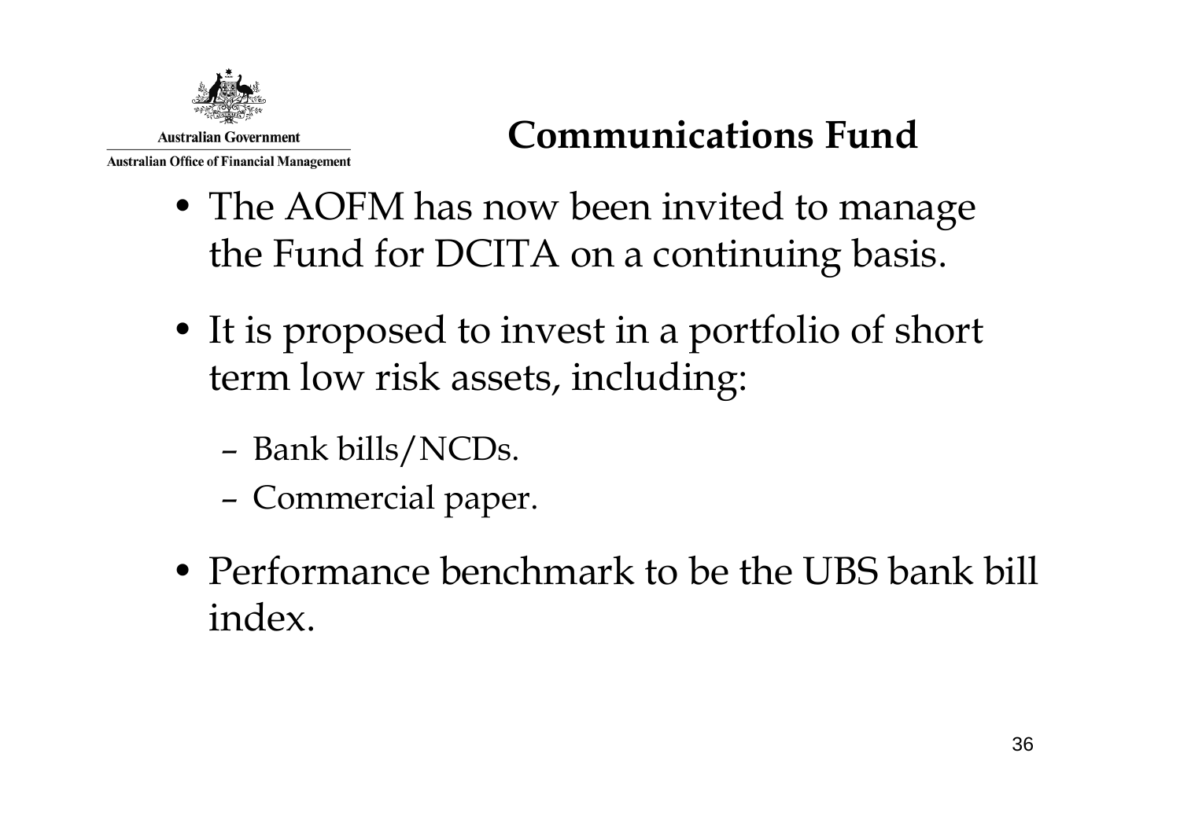## Communications Fund

- The AOFM has now been invited to manage the Fund for DCITA on a continuing basis.
- It is proposed to invest in a portfolio of short term low risk assets, including:
  - Bank bills/NCDs.
  - Commercial paper.
- Performance benchmark to be the UBS bank bill index.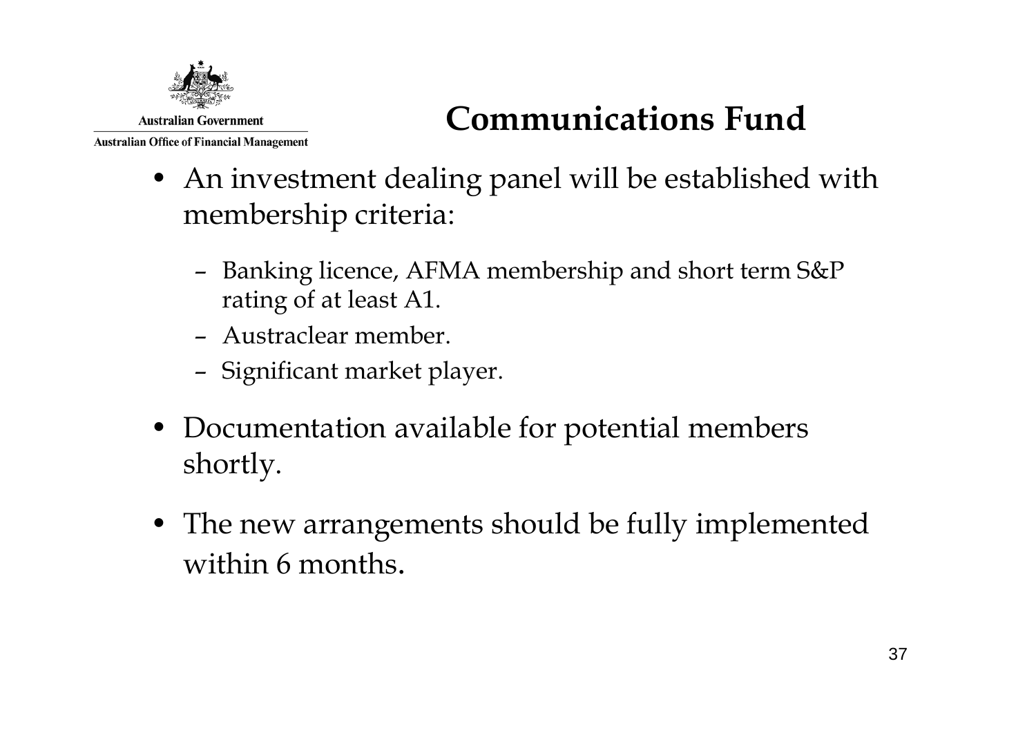# Communications Fund

- An investment dealing panel will be established with membership criteria:
  - Banking licence, AFMA membership and short term S&P rating of at least A1.
  - Austraclear member.
  - Significant market player.
- Documentation available for potential members shortly.
- The new arrangements should be fully implemented within 6 months.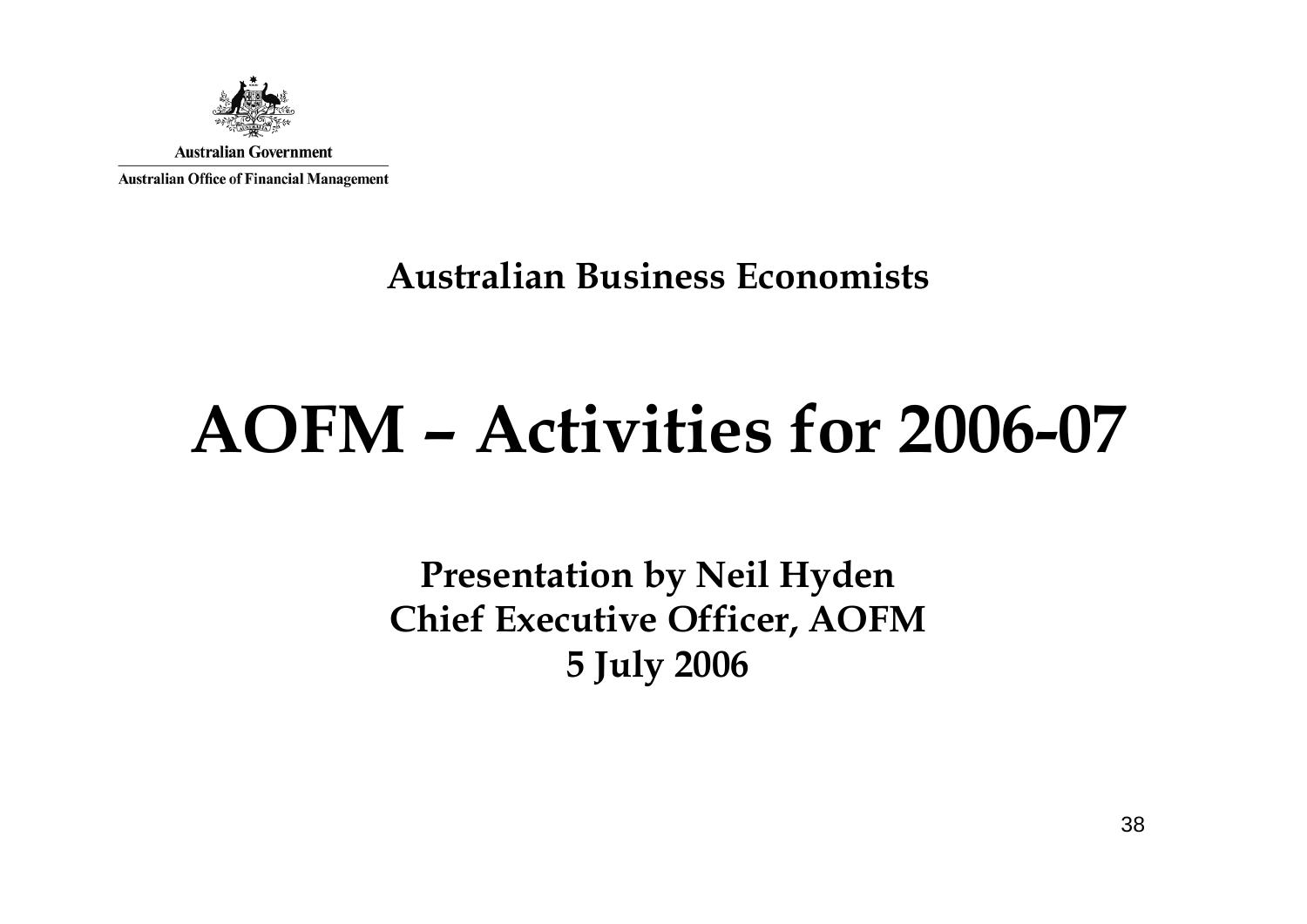Australian Government

Australian Office of Financial Management

**Australian Business Economists**

# AOFM – Activities for 2006-07

**Presentation by Neil Hyden**
**Chief Executive Officer, AOFM**
**5 July 2006**